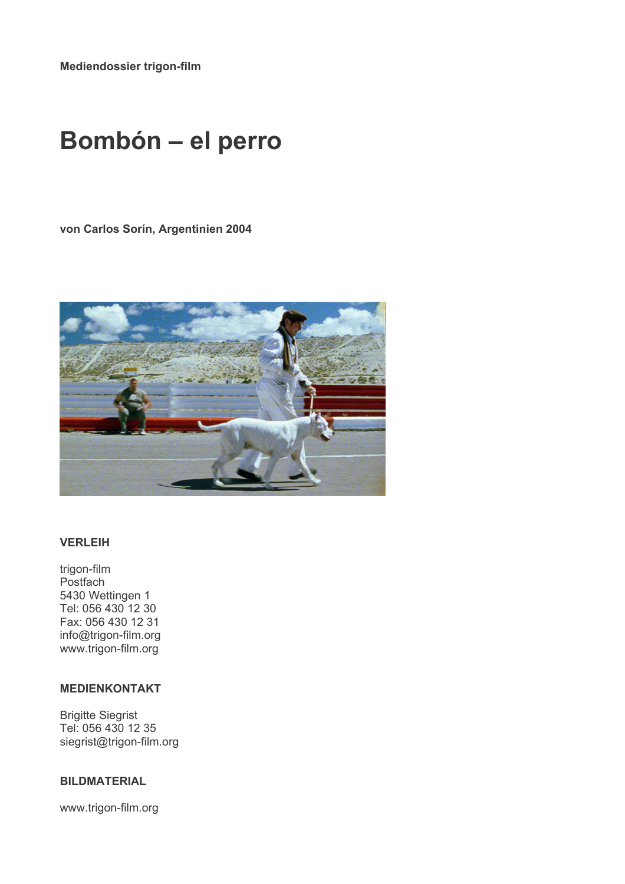**Mediendossier trigon-film**

# Bombón – el perro

**von Carlos Sorín, Argentinien 2004**

## VERLEIH

trigon-film
Postfach
5430 Wettingen 1
Tel: 056 430 12 30
Fax: 056 430 12 31
info@trigon-film.org
www.trigon-film.org

## MEDIENKONTAKT

Brigitte Siegrist
Tel: 056 430 12 35
siegrist@trigon-film.org

## BILDMATERIAL

www.trigon-film.org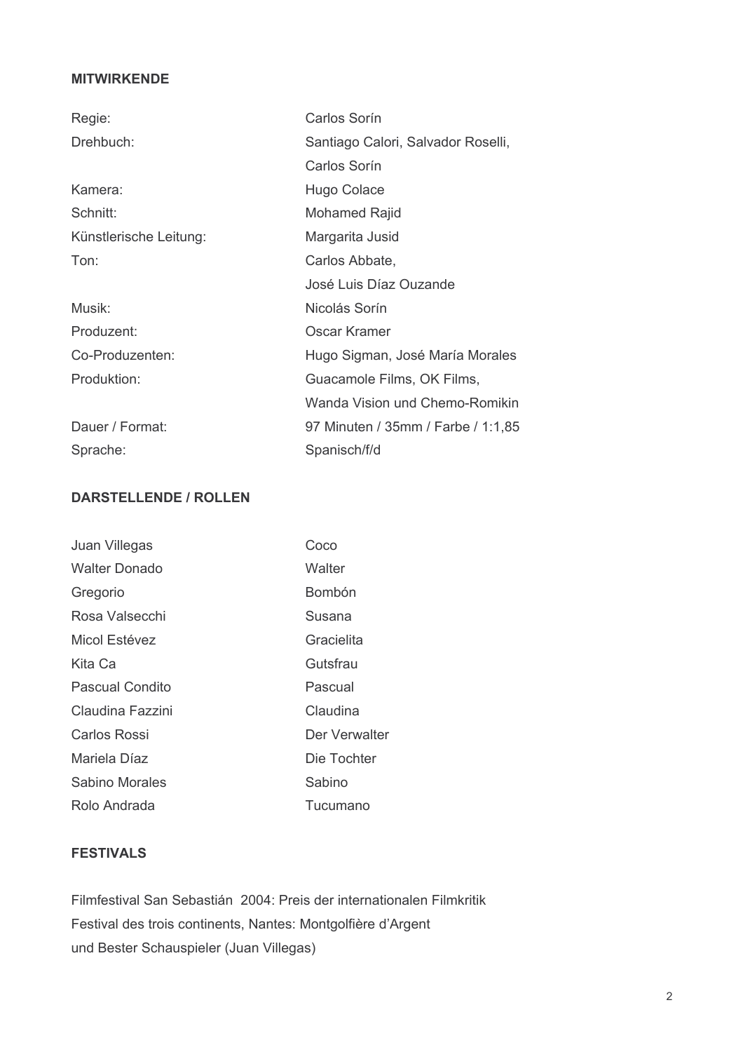**MITWIRKENDE**

| | |
|---|---|
| Regie: | Carlos Sorín |
| Drehbuch: | Santiago Calori, Salvador Roselli, Carlos Sorín |
| Kamera: | Hugo Colace |
| Schnitt: | Mohamed Rajid |
| Künstlerische Leitung: | Margarita Jusid |
| Ton: | Carlos Abbate, José Luis Díaz Ouzande |
| Musik: | Nicolás Sorín |
| Produzent: | Oscar Kramer |
| Co-Produzenten: | Hugo Sigman, José María Morales |
| Produktion: | Guacamole Films, OK Films, Wanda Vision und Chemo-Romikin |
| Dauer / Format: | 97 Minuten / 35mm / Farbe / 1:1,85 |
| Sprache: | Spanisch/f/d |

**DARSTELLENDE / ROLLEN**

| | |
|---|---|
| Juan Villegas | Coco |
| Walter Donado | Walter |
| Gregorio | Bombón |
| Rosa Valsecchi | Susana |
| Micol Estévez | Gracielita |
| Kita Ca | Gutsfrau |
| Pascual Condito | Pascual |
| Claudina Fazzini | Claudina |
| Carlos Rossi | Der Verwalter |
| Mariela Díaz | Die Tochter |
| Sabino Morales | Sabino |
| Rolo Andrada | Tucumano |

**FESTIVALS**

Filmfestival San Sebastián 2004: Preis der internationalen Filmkritik
Festival des trois continents, Nantes: Montgolfière d'Argent
und Bester Schauspieler (Juan Villegas)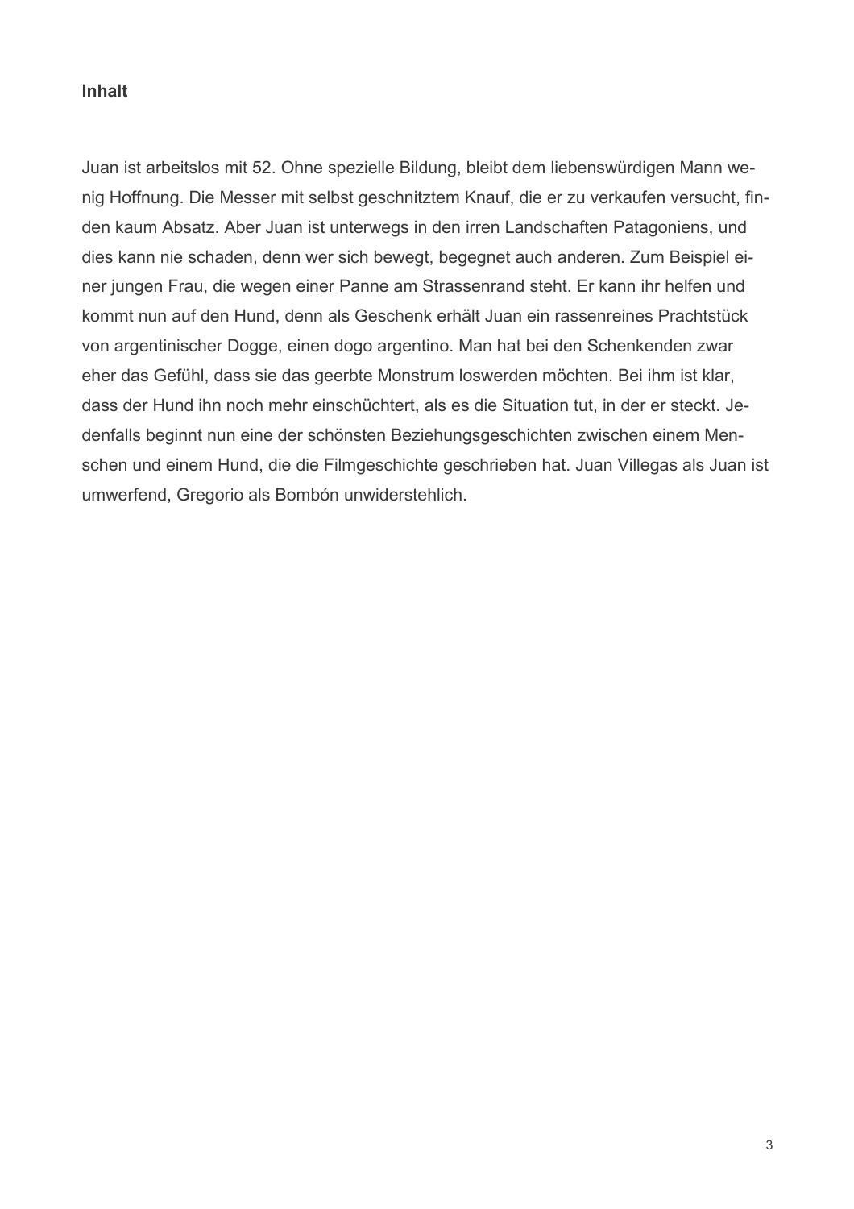**Inhalt**

Juan ist arbeitslos mit 52. Ohne spezielle Bildung, bleibt dem liebenswürdigen Mann wenig Hoffnung. Die Messer mit selbst geschnitztem Knauf, die er zu verkaufen versucht, finden kaum Absatz. Aber Juan ist unterwegs in den irren Landschaften Patagoniens, und dies kann nie schaden, denn wer sich bewegt, begegnet auch anderen. Zum Beispiel einer jungen Frau, die wegen einer Panne am Strassenrand steht. Er kann ihr helfen und kommt nun auf den Hund, denn als Geschenk erhält Juan ein rassenreines Prachtstück von argentinischer Dogge, einen dogo argentino. Man hat bei den Schenkenden zwar eher das Gefühl, dass sie das geerbte Monstrum loswerden möchten. Bei ihm ist klar, dass der Hund ihn noch mehr einschüchtert, als es die Situation tut, in der er steckt. Jedenfalls beginnt nun eine der schönsten Beziehungsgeschichten zwischen einem Menschen und einem Hund, die die Filmgeschichte geschrieben hat. Juan Villegas als Juan ist umwerfend, Gregorio als Bombón unwiderstehlich.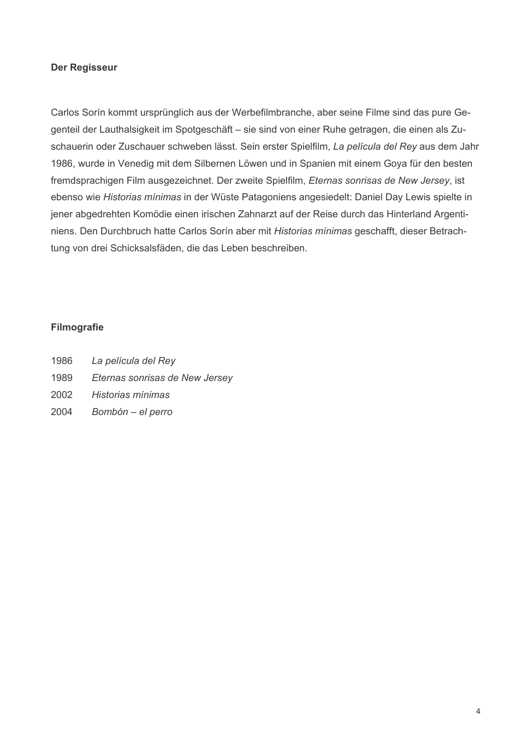## Der Regisseur

Carlos Sorín kommt ursprünglich aus der Werbefilmbranche, aber seine Filme sind das pure Gegenteil der Lauthalsigkeit im Spotgeschäft – sie sind von einer Ruhe getragen, die einen als Zuschauerin oder Zuschauer schweben lässt. Sein erster Spielfilm, *La película del Rey* aus dem Jahr 1986, wurde in Venedig mit dem Silbernen Löwen und in Spanien mit einem Goya für den besten fremdsprachigen Film ausgezeichnet. Der zweite Spielfilm, *Eternas sonrisas de New Jersey*, ist ebenso wie *Historias mínimas* in der Wüste Patagoniens angesiedelt: Daniel Day Lewis spielte in jener abgedrehten Komödie einen irischen Zahnarzt auf der Reise durch das Hinterland Argentiniens. Den Durchbruch hatte Carlos Sorín aber mit *Historias mínimas* geschafft, dieser Betrachtung von drei Schicksalsfäden, die das Leben beschreiben.

## Filmografie

1986 *La película del Rey*
1989 *Eternas sonrisas de New Jersey*
2002 *Historias mínimas*
2004 *Bombón – el perro*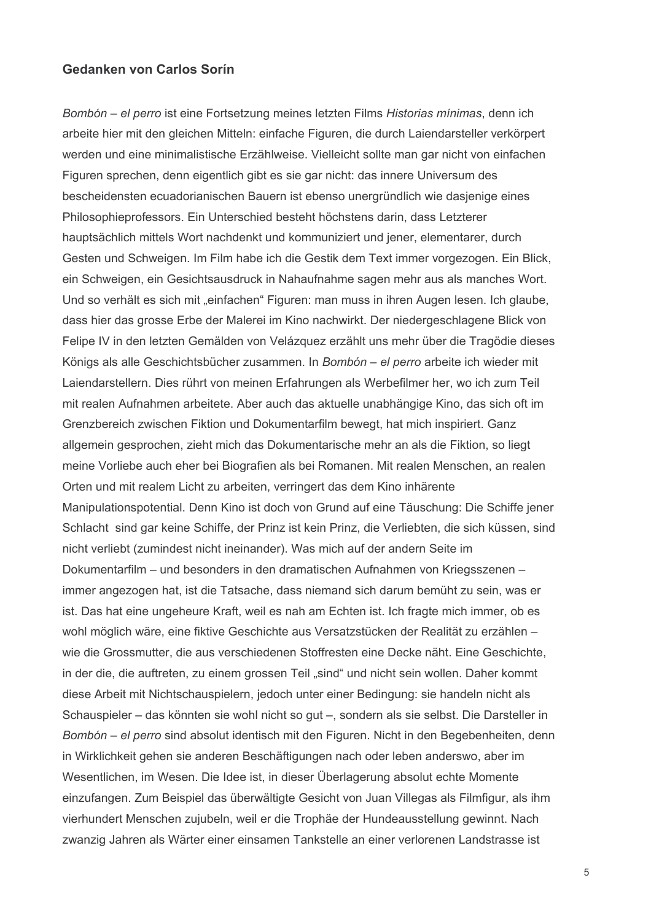### Gedanken von Carlos Sorín

*Bombón – el perro* ist eine Fortsetzung meines letzten Films *Historias mínimas*, denn ich arbeite hier mit den gleichen Mitteln: einfache Figuren, die durch Laiendarsteller verkörpert werden und eine minimalistische Erzählweise. Vielleicht sollte man gar nicht von einfachen Figuren sprechen, denn eigentlich gibt es sie gar nicht: das innere Universum des bescheidensten ecuadorianischen Bauern ist ebenso unergründlich wie dasjenige eines Philosophieprofessors. Ein Unterschied besteht höchstens darin, dass Letzterer hauptsächlich mittels Wort nachdenkt und kommuniziert und jener, elementarer, durch Gesten und Schweigen. Im Film habe ich die Gestik dem Text immer vorgezogen. Ein Blick, ein Schweigen, ein Gesichtsausdruck in Nahaufnahme sagen mehr aus als manches Wort. Und so verhält es sich mit „einfachen" Figuren: man muss in ihren Augen lesen. Ich glaube, dass hier das grosse Erbe der Malerei im Kino nachwirkt. Der niedergeschlagene Blick von Felipe IV in den letzten Gemälden von Velázquez erzählt uns mehr über die Tragödie dieses Königs als alle Geschichtsbücher zusammen. In *Bombón – el perro* arbeite ich wieder mit Laiendarstellern. Dies rührt von meinen Erfahrungen als Werbefilmer her, wo ich zum Teil mit realen Aufnahmen arbeitete. Aber auch das aktuelle unabhängige Kino, das sich oft im Grenzbereich zwischen Fiktion und Dokumentarfilm bewegt, hat mich inspiriert. Ganz allgemein gesprochen, zieht mich das Dokumentarische mehr an als die Fiktion, so liegt meine Vorliebe auch eher bei Biografien als bei Romanen. Mit realen Menschen, an realen Orten und mit realem Licht zu arbeiten, verringert das dem Kino inhärente Manipulationspotential. Denn Kino ist doch von Grund auf eine Täuschung: Die Schiffe jener Schlacht sind gar keine Schiffe, der Prinz ist kein Prinz, die Verliebten, die sich küssen, sind nicht verliebt (zumindest nicht ineinander). Was mich auf der andern Seite im Dokumentarfilm – und besonders in den dramatischen Aufnahmen von Kriegsszenen – immer angezogen hat, ist die Tatsache, dass niemand sich darum bemüht zu sein, was er ist. Das hat eine ungeheure Kraft, weil es nah am Echten ist. Ich fragte mich immer, ob es wohl möglich wäre, eine fiktive Geschichte aus Versatzstücken der Realität zu erzählen – wie die Grossmutter, die aus verschiedenen Stoffresten eine Decke näht. Eine Geschichte, in der die, die auftreten, zu einem grossen Teil „sind" und nicht sein wollen. Daher kommt diese Arbeit mit Nichtschauspielern, jedoch unter einer Bedingung: sie handeln nicht als Schauspieler – das könnten sie wohl nicht so gut –, sondern als sie selbst. Die Darsteller in *Bombón – el perro* sind absolut identisch mit den Figuren. Nicht in den Begebenheiten, denn in Wirklichkeit gehen sie anderen Beschäftigungen nach oder leben anderswo, aber im Wesentlichen, im Wesen. Die Idee ist, in dieser Überlagerung absolut echte Momente einzufangen. Zum Beispiel das überwältigte Gesicht von Juan Villegas als Filmfigur, als ihm vierhundert Menschen zujubeln, weil er die Trophäe der Hundeausstellung gewinnt. Nach zwanzig Jahren als Wärter einer einsamen Tankstelle an einer verlorenen Landstrasse ist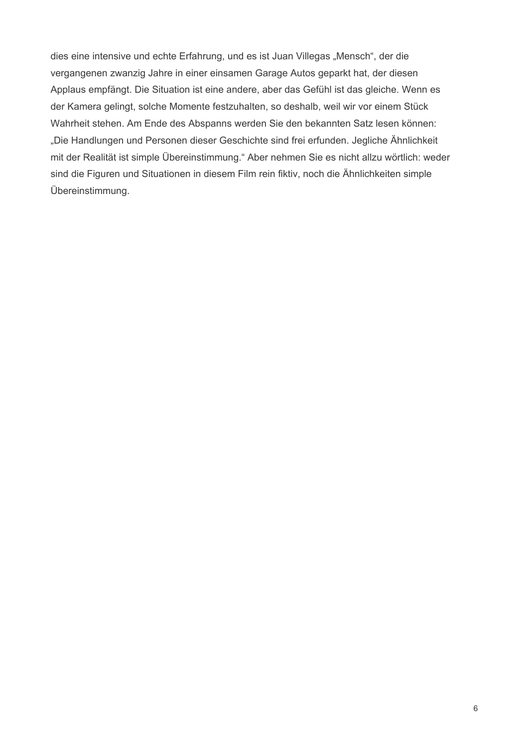dies eine intensive und echte Erfahrung, und es ist Juan Villegas „Mensch“, der die vergangenen zwanzig Jahre in einer einsamen Garage Autos geparkt hat, der diesen Applaus empfängt. Die Situation ist eine andere, aber das Gefühl ist das gleiche. Wenn es der Kamera gelingt, solche Momente festzuhalten, so deshalb, weil wir vor einem Stück Wahrheit stehen. Am Ende des Abspanns werden Sie den bekannten Satz lesen können: „Die Handlungen und Personen dieser Geschichte sind frei erfunden. Jegliche Ähnlichkeit mit der Realität ist simple Übereinstimmung.“ Aber nehmen Sie es nicht allzu wörtlich: weder sind die Figuren und Situationen in diesem Film rein fiktiv, noch die Ähnlichkeiten simple Übereinstimmung.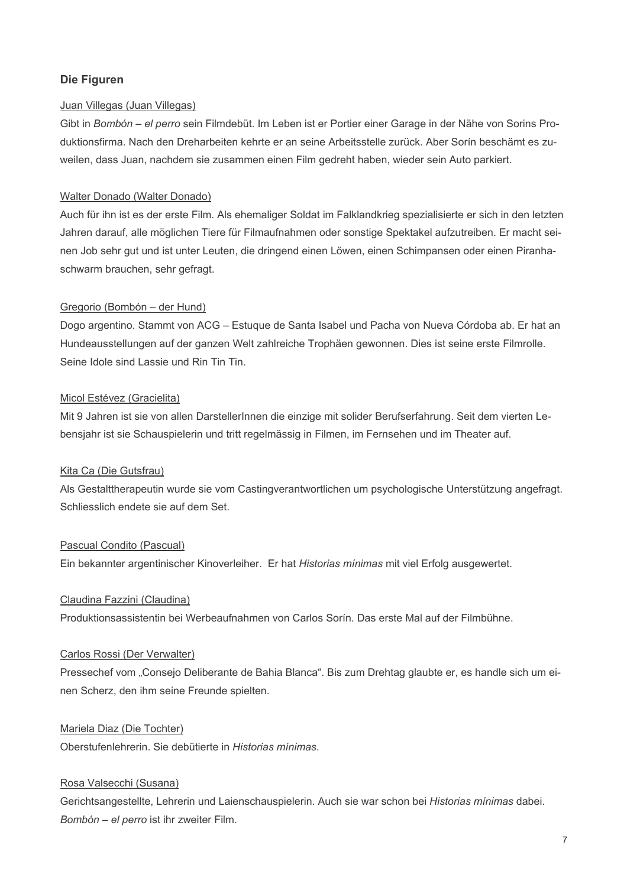### Die Figuren

Juan Villegas (Juan Villegas)

Gibt in *Bombón – el perro* sein Filmdebüt. Im Leben ist er Portier einer Garage in der Nähe von Sorins Produktionsfirma. Nach den Dreharbeiten kehrte er an seine Arbeitsstelle zurück. Aber Sorín beschämt es zuweilen, dass Juan, nachdem sie zusammen einen Film gedreht haben, wieder sein Auto parkiert.

Walter Donado (Walter Donado)

Auch für ihn ist es der erste Film. Als ehemaliger Soldat im Falklandkrieg spezialisierte er sich in den letzten Jahren darauf, alle möglichen Tiere für Filmaufnahmen oder sonstige Spektakel aufzutreiben. Er macht seinen Job sehr gut und ist unter Leuten, die dringend einen Löwen, einen Schimpansen oder einen Piranhaschwarm brauchen, sehr gefragt.

Gregorio (Bombón – der Hund)

Dogo argentino. Stammt von ACG – Estuque de Santa Isabel und Pacha von Nueva Córdoba ab. Er hat an Hundeausstellungen auf der ganzen Welt zahlreiche Trophäen gewonnen. Dies ist seine erste Filmrolle. Seine Idole sind Lassie und Rin Tin Tin.

Micol Estévez (Gracielita)

Mit 9 Jahren ist sie von allen DarstellerInnen die einzige mit solider Berufserfahrung. Seit dem vierten Lebensjahr ist sie Schauspielerin und tritt regelmässig in Filmen, im Fernsehen und im Theater auf.

Kita Ca (Die Gutsfrau)

Als Gestalttherapeutin wurde sie vom Castingverantwortlichen um psychologische Unterstützung angefragt. Schliesslich endete sie auf dem Set.

Pascual Condito (Pascual)

Ein bekannter argentinischer Kinoverleiher. Er hat *Historias mínimas* mit viel Erfolg ausgewertet.

Claudina Fazzini (Claudina)

Produktionsassistentin bei Werbeaufnahmen von Carlos Sorín. Das erste Mal auf der Filmbühne.

Carlos Rossi (Der Verwalter)

Pressechef vom „Consejo Deliberante de Bahia Blanca“. Bis zum Drehtag glaubte er, es handle sich um einen Scherz, den ihm seine Freunde spielten.

Mariela Diaz (Die Tochter)

Oberstufenlehrerin. Sie debütierte in *Historias mínimas*.

Rosa Valsecchi (Susana)

Gerichtsangestellte, Lehrerin und Laienschauspielerin. Auch sie war schon bei *Historias mínimas* dabei. *Bombón – el perro* ist ihr zweiter Film.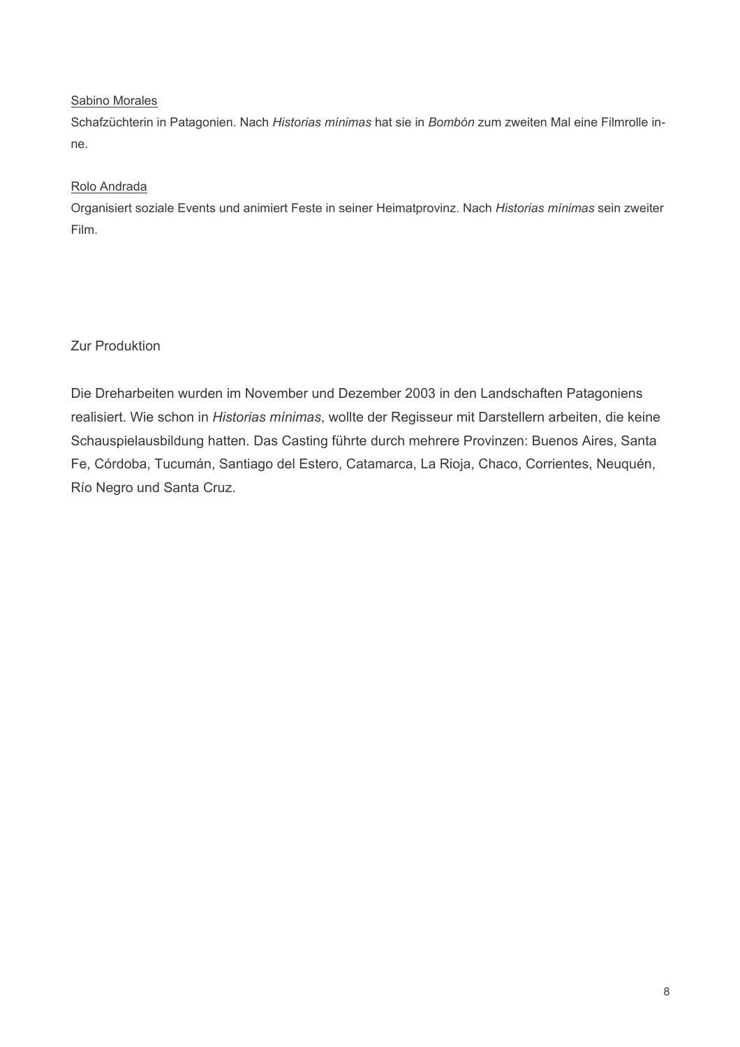Sabino Morales

Schafzüchterin in Patagonien. Nach *Historias mínimas* hat sie in *Bombón* zum zweiten Mal eine Filmrolle inne.

Rolo Andrada

Organisiert soziale Events und animiert Feste in seiner Heimatprovinz. Nach *Historias mínimas* sein zweiter Film.

## Zur Produktion

Die Dreharbeiten wurden im November und Dezember 2003 in den Landschaften Patagoniens realisiert. Wie schon in *Historias mínimas*, wollte der Regisseur mit Darstellern arbeiten, die keine Schauspielausbildung hatten. Das Casting führte durch mehrere Provinzen: Buenos Aires, Santa Fe, Córdoba, Tucumán, Santiago del Estero, Catamarca, La Rioja, Chaco, Corrientes, Neuquén, Río Negro und Santa Cruz.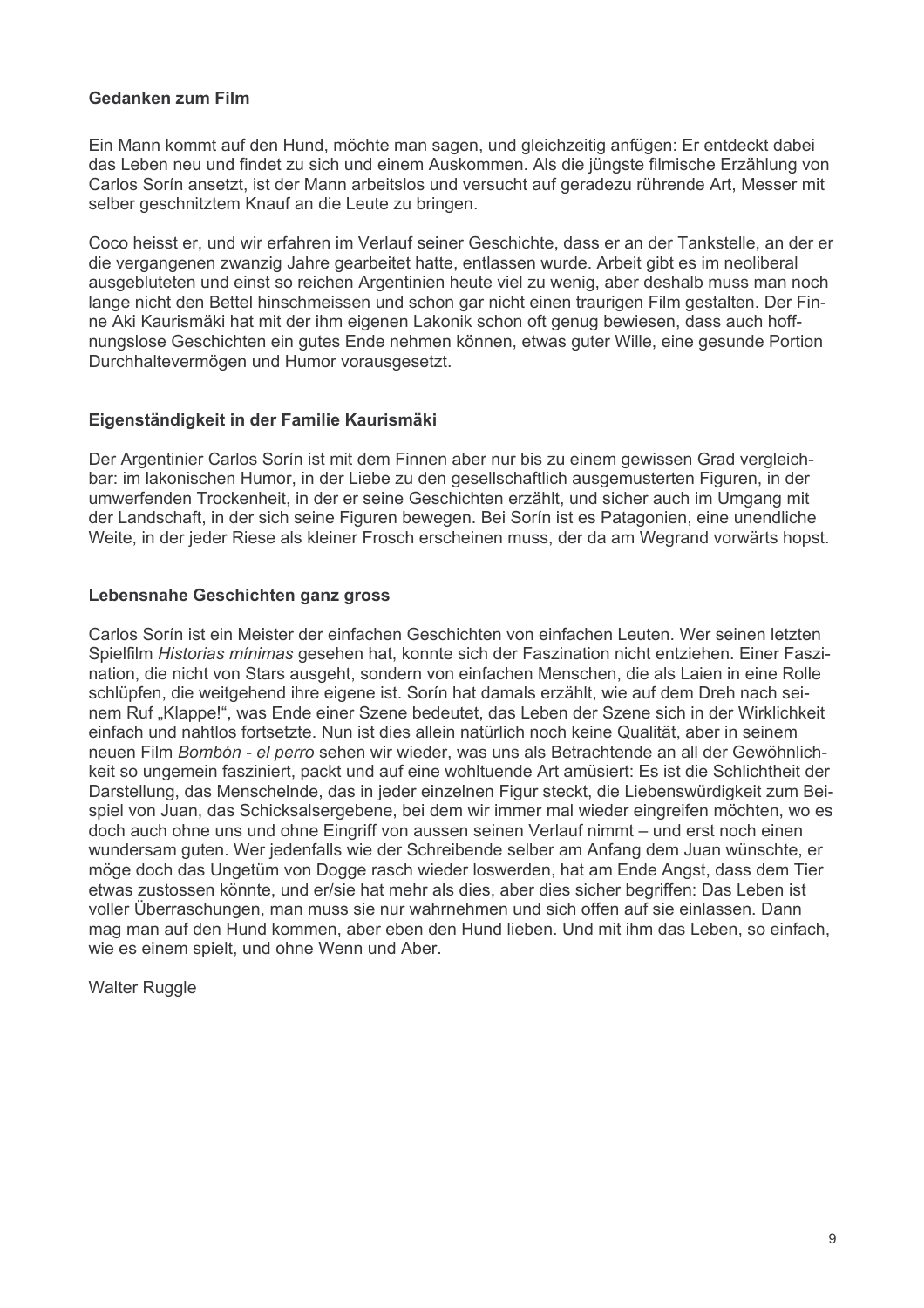**Gedanken zum Film**

Ein Mann kommt auf den Hund, möchte man sagen, und gleichzeitig anfügen: Er entdeckt dabei das Leben neu und findet zu sich und einem Auskommen. Als die jüngste filmische Erzählung von Carlos Sorín ansetzt, ist der Mann arbeitslos und versucht auf geradezu rührende Art, Messer mit selber geschnitztem Knauf an die Leute zu bringen.

Coco heisst er, und wir erfahren im Verlauf seiner Geschichte, dass er an der Tankstelle, an der er die vergangenen zwanzig Jahre gearbeitet hatte, entlassen wurde. Arbeit gibt es im neoliberal ausgebluteten und einst so reichen Argentinien heute viel zu wenig, aber deshalb muss man noch lange nicht den Bettel hinschmeissen und schon gar nicht einen traurigen Film gestalten. Der Finne Aki Kaurismäki hat mit der ihm eigenen Lakonik schon oft genug bewiesen, dass auch hoffnungslose Geschichten ein gutes Ende nehmen können, etwas guter Wille, eine gesunde Portion Durchhaltevermögen und Humor vorausgesetzt.

**Eigenständigkeit in der Familie Kaurismäki**

Der Argentinier Carlos Sorín ist mit dem Finnen aber nur bis zu einem gewissen Grad vergleichbar: im lakonischen Humor, in der Liebe zu den gesellschaftlich ausgemusterten Figuren, in der umwerfenden Trockenheit, in der er seine Geschichten erzählt, und sicher auch im Umgang mit der Landschaft, in der sich seine Figuren bewegen. Bei Sorín ist es Patagonien, eine unendliche Weite, in der jeder Riese als kleiner Frosch erscheinen muss, der da am Wegrand vorwärts hopst.

**Lebensnahe Geschichten ganz gross**

Carlos Sorín ist ein Meister der einfachen Geschichten von einfachen Leuten. Wer seinen letzten Spielfilm *Historias mínimas* gesehen hat, konnte sich der Faszination nicht entziehen. Einer Faszination, die nicht von Stars ausgeht, sondern von einfachen Menschen, die als Laien in eine Rolle schlüpfen, die weitgehend ihre eigene ist. Sorín hat damals erzählt, wie auf dem Dreh nach seinem Ruf „Klappe!", was Ende einer Szene bedeutet, das Leben der Szene sich in der Wirklichkeit einfach und nahtlos fortsetzte. Nun ist dies allein natürlich noch keine Qualität, aber in seinem neuen Film *Bombón - el perro* sehen wir wieder, was uns als Betrachtende an all der Gewöhnlichkeit so ungemein fasziniert, packt und auf eine wohltuende Art amüsiert: Es ist die Schlichtheit der Darstellung, das Menschelnde, das in jeder einzelnen Figur steckt, die Liebenswürdigkeit zum Beispiel von Juan, das Schicksalsergebene, bei dem wir immer mal wieder eingreifen möchten, wo es doch auch ohne uns und ohne Eingriff von aussen seinen Verlauf nimmt – und erst noch einen wundersam guten. Wer jedenfalls wie der Schreibende selber am Anfang dem Juan wünschte, er möge doch das Ungetüm von Dogge rasch wieder loswerden, hat am Ende Angst, dass dem Tier etwas zustossen könnte, und er/sie hat mehr als dies, aber dies sicher begriffen: Das Leben ist voller Überraschungen, man muss sie nur wahrnehmen und sich offen auf sie einlassen. Dann mag man auf den Hund kommen, aber eben den Hund lieben. Und mit ihm das Leben, so einfach, wie es einem spielt, und ohne Wenn und Aber.

Walter Ruggle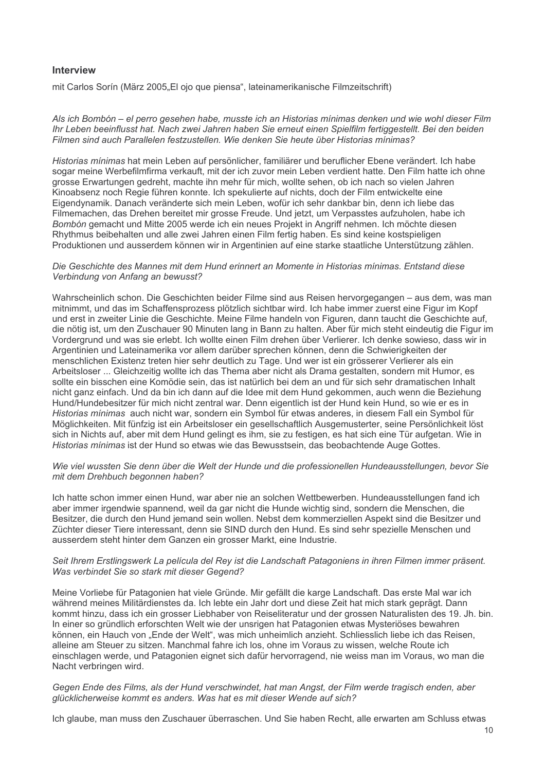### Interview

mit Carlos Sorín (März 2005„El ojo que piensa", lateinamerikanische Filmzeitschrift)

*Als ich Bombón – el perro gesehen habe, musste ich an Historias mínimas denken und wie wohl dieser Film Ihr Leben beeinflusst hat. Nach zwei Jahren haben Sie erneut einen Spielfilm fertiggestellt. Bei den beiden Filmen sind auch Parallelen festzustellen. Wie denken Sie heute über Historias mínimas?*

*Historias mínimas* hat mein Leben auf persönlicher, familiärer und beruflicher Ebene verändert. Ich habe sogar meine Werbefilmfirma verkauft, mit der ich zuvor mein Leben verdient hatte. Den Film hatte ich ohne grosse Erwartungen gedreht, machte ihn mehr für mich, wollte sehen, ob ich nach so vielen Jahren Kinoabsenz noch Regie führen konnte. Ich spekulierte auf nichts, doch der Film entwickelte eine Eigendynamik. Danach veränderte sich mein Leben, wofür ich sehr dankbar bin, denn ich liebe das Filmemachen, das Drehen bereitet mir grosse Freude. Und jetzt, um Verpasstes aufzuholen, habe ich *Bombón* gemacht und Mitte 2005 werde ich ein neues Projekt in Angriff nehmen. Ich möchte diesen Rhythmus beibehalten und alle zwei Jahren einen Film fertig haben. Es sind keine kostspieligen Produktionen und ausserdem können wir in Argentinien auf eine starke staatliche Unterstützung zählen.

*Die Geschichte des Mannes mit dem Hund erinnert an Momente in Historias mínimas. Entstand diese Verbindung von Anfang an bewusst?*

Wahrscheinlich schon. Die Geschichten beider Filme sind aus Reisen hervorgegangen – aus dem, was man mitnimmt, und das im Schaffensprozess plötzlich sichtbar wird. Ich habe immer zuerst eine Figur im Kopf und erst in zweiter Linie die Geschichte. Meine Filme handeln von Figuren, dann taucht die Geschichte auf, die nötig ist, um den Zuschauer 90 Minuten lang in Bann zu halten. Aber für mich steht eindeutig die Figur im Vordergrund und was sie erlebt. Ich wollte einen Film drehen über Verlierer. Ich denke sowieso, dass wir in Argentinien und Lateinamerika vor allem darüber sprechen können, denn die Schwierigkeiten der menschlichen Existenz treten hier sehr deutlich zu Tage. Und wer ist ein grösserer Verlierer als ein Arbeitsloser ... Gleichzeitig wollte ich das Thema aber nicht als Drama gestalten, sondern mit Humor, es sollte ein bisschen eine Komödie sein, das ist natürlich bei dem an und für sich sehr dramatischen Inhalt nicht ganz einfach. Und da bin ich dann auf die Idee mit dem Hund gekommen, auch wenn die Beziehung Hund/Hundebesitzer für mich nicht zentral war. Denn eigentlich ist der Hund kein Hund, so wie er es in *Historias mínimas* auch nicht war, sondern ein Symbol für etwas anderes, in diesem Fall ein Symbol für Möglichkeiten. Mit fünfzig ist ein Arbeitsloser ein gesellschaftlich Ausgemusterter, seine Persönlichkeit löst sich in Nichts auf, aber mit dem Hund gelingt es ihm, sie zu festigen, es hat sich eine Tür aufgetan. Wie in *Historias mínimas* ist der Hund so etwas wie das Bewusstsein, das beobachtende Auge Gottes.

*Wie viel wussten Sie denn über die Welt der Hunde und die professionellen Hundeausstellungen, bevor Sie mit dem Drehbuch begonnen haben?*

Ich hatte schon immer einen Hund, war aber nie an solchen Wettbewerben. Hundeausstellungen fand ich aber immer irgendwie spannend, weil da gar nicht die Hunde wichtig sind, sondern die Menschen, die Besitzer, die durch den Hund jemand sein wollen. Nebst dem kommerziellen Aspekt sind die Besitzer und Züchter dieser Tiere interessant, denn sie SIND durch den Hund. Es sind sehr spezielle Menschen und ausserdem steht hinter dem Ganzen ein grosser Markt, eine Industrie.

*Seit Ihrem Erstlingswerk La película del Rey ist die Landschaft Patagoniens in ihren Filmen immer präsent. Was verbindet Sie so stark mit dieser Gegend?*

Meine Vorliebe für Patagonien hat viele Gründe. Mir gefällt die karge Landschaft. Das erste Mal war ich während meines Militärdienstes da. Ich lebte ein Jahr dort und diese Zeit hat mich stark geprägt. Dann kommt hinzu, dass ich ein grosser Liebhaber von Reiseliteratur und der grossen Naturalisten des 19. Jh. bin. In einer so gründlich erforschten Welt wie der unsrigen hat Patagonien etwas Mysteriöses bewahren können, ein Hauch von „Ende der Welt", was mich unheimlich anzieht. Schliesslich liebe ich das Reisen, alleine am Steuer zu sitzen. Manchmal fahre ich los, ohne im Voraus zu wissen, welche Route ich einschlagen werde, und Patagonien eignet sich dafür hervorragend, nie weiss man im Voraus, wo man die Nacht verbringen wird.

*Gegen Ende des Films, als der Hund verschwindet, hat man Angst, der Film werde tragisch enden, aber glücklicherweise kommt es anders. Was hat es mit dieser Wende auf sich?*

Ich glaube, man muss den Zuschauer überraschen. Und Sie haben Recht, alle erwarten am Schluss etwas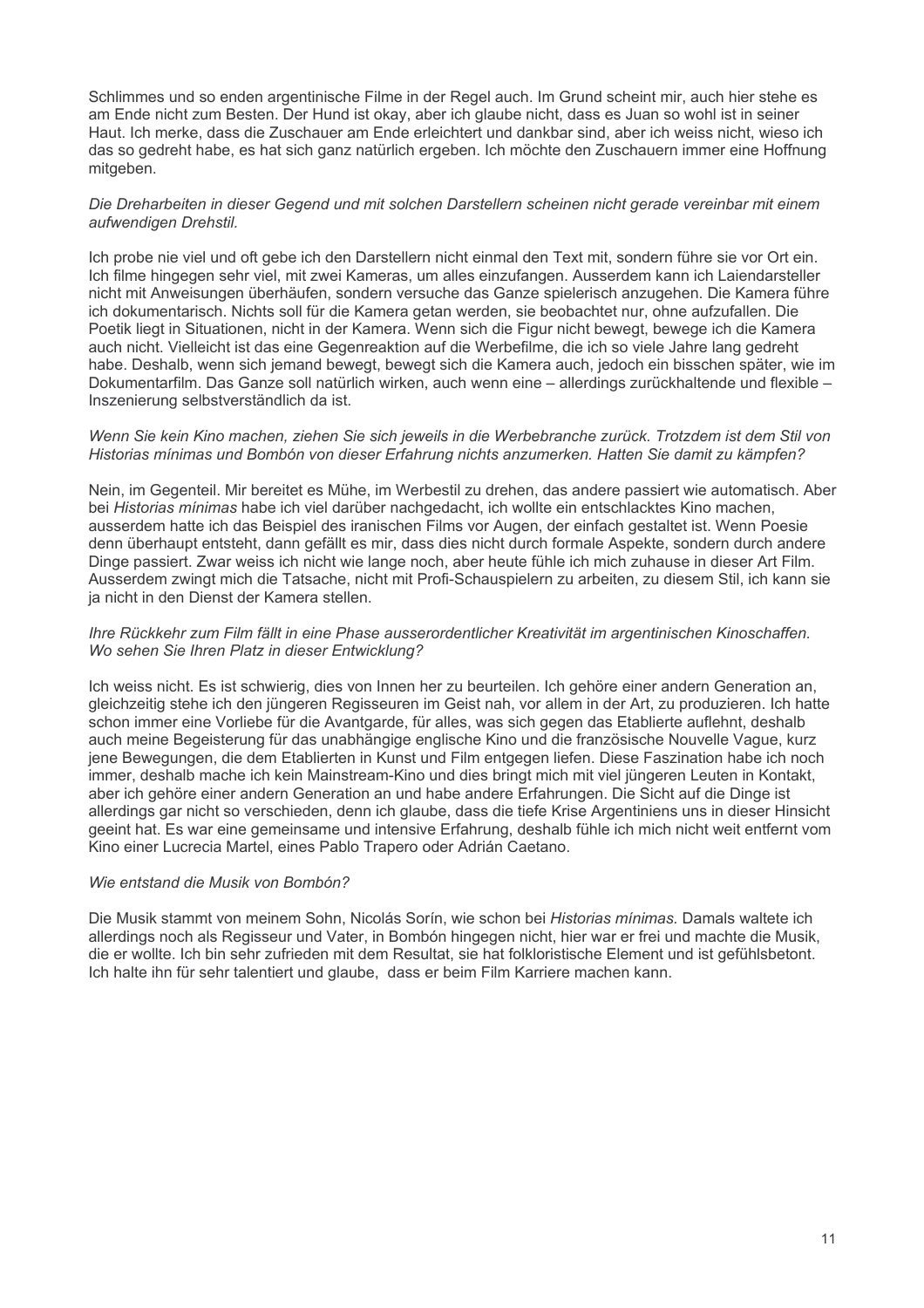Schlimmes und so enden argentinische Filme in der Regel auch. Im Grund scheint mir, auch hier stehe es am Ende nicht zum Besten. Der Hund ist okay, aber ich glaube nicht, dass es Juan so wohl ist in seiner Haut. Ich merke, dass die Zuschauer am Ende erleichtert und dankbar sind, aber ich weiss nicht, wieso ich das so gedreht habe, es hat sich ganz natürlich ergeben. Ich möchte den Zuschauern immer eine Hoffnung mitgeben.

*Die Dreharbeiten in dieser Gegend und mit solchen Darstellern scheinen nicht gerade vereinbar mit einem aufwendigen Drehstil.*

Ich probe nie viel und oft gebe ich den Darstellern nicht einmal den Text mit, sondern führe sie vor Ort ein. Ich filme hingegen sehr viel, mit zwei Kameras, um alles einzufangen. Ausserdem kann ich Laiendarsteller nicht mit Anweisungen überhäufen, sondern versuche das Ganze spielerisch anzugehen. Die Kamera führe ich dokumentarisch. Nichts soll für die Kamera getan werden, sie beobachtet nur, ohne aufzufallen. Die Poetik liegt in Situationen, nicht in der Kamera. Wenn sich die Figur nicht bewegt, bewege ich die Kamera auch nicht. Vielleicht ist das eine Gegenreaktion auf die Werbefilme, die ich so viele Jahre lang gedreht habe. Deshalb, wenn sich jemand bewegt, bewegt sich die Kamera auch, jedoch ein bisschen später, wie im Dokumentarfilm. Das Ganze soll natürlich wirken, auch wenn eine – allerdings zurückhaltende und flexible – Inszenierung selbstverständlich da ist.

*Wenn Sie kein Kino machen, ziehen Sie sich jeweils in die Werbebranche zurück. Trotzdem ist dem Stil von Historias mínimas und Bombón von dieser Erfahrung nichts anzumerken. Hatten Sie damit zu kämpfen?*

Nein, im Gegenteil. Mir bereitet es Mühe, im Werbestil zu drehen, das andere passiert wie automatisch. Aber bei *Historias mínimas* habe ich viel darüber nachgedacht, ich wollte ein entschlacktes Kino machen, ausserdem hatte ich das Beispiel des iranischen Films vor Augen, der einfach gestaltet ist. Wenn Poesie denn überhaupt entsteht, dann gefällt es mir, dass dies nicht durch formale Aspekte, sondern durch andere Dinge passiert. Zwar weiss ich nicht wie lange noch, aber heute fühle ich mich zuhause in dieser Art Film. Ausserdem zwingt mich die Tatsache, nicht mit Profi-Schauspielern zu arbeiten, zu diesem Stil, ich kann sie ja nicht in den Dienst der Kamera stellen.

*Ihre Rückkehr zum Film fällt in eine Phase ausserordentlicher Kreativität im argentinischen Kinoschaffen. Wo sehen Sie Ihren Platz in dieser Entwicklung?*

Ich weiss nicht. Es ist schwierig, dies von Innen her zu beurteilen. Ich gehöre einer andern Generation an, gleichzeitig stehe ich den jüngeren Regisseuren im Geist nah, vor allem in der Art, zu produzieren. Ich hatte schon immer eine Vorliebe für die Avantgarde, für alles, was sich gegen das Etablierte auflehnt, deshalb auch meine Begeisterung für das unabhängige englische Kino und die französische Nouvelle Vague, kurz jene Bewegungen, die dem Etablierten in Kunst und Film entgegen liefen. Diese Faszination habe ich noch immer, deshalb mache ich kein Mainstream-Kino und dies bringt mich mit viel jüngeren Leuten in Kontakt, aber ich gehöre einer andern Generation an und habe andere Erfahrungen. Die Sicht auf die Dinge ist allerdings gar nicht so verschieden, denn ich glaube, dass die tiefe Krise Argentiniens uns in dieser Hinsicht geeint hat. Es war eine gemeinsame und intensive Erfahrung, deshalb fühle ich mich nicht weit entfernt vom Kino einer Lucrecia Martel, eines Pablo Trapero oder Adrián Caetano.

*Wie entstand die Musik von Bombón?*

Die Musik stammt von meinem Sohn, Nicolás Sorín, wie schon bei *Historias mínimas.* Damals waltete ich allerdings noch als Regisseur und Vater, in Bombón hingegen nicht, hier war er frei und machte die Musik, die er wollte. Ich bin sehr zufrieden mit dem Resultat, sie hat folkloristische Element und ist gefühlsbetont. Ich halte ihn für sehr talentiert und glaube, dass er beim Film Karriere machen kann.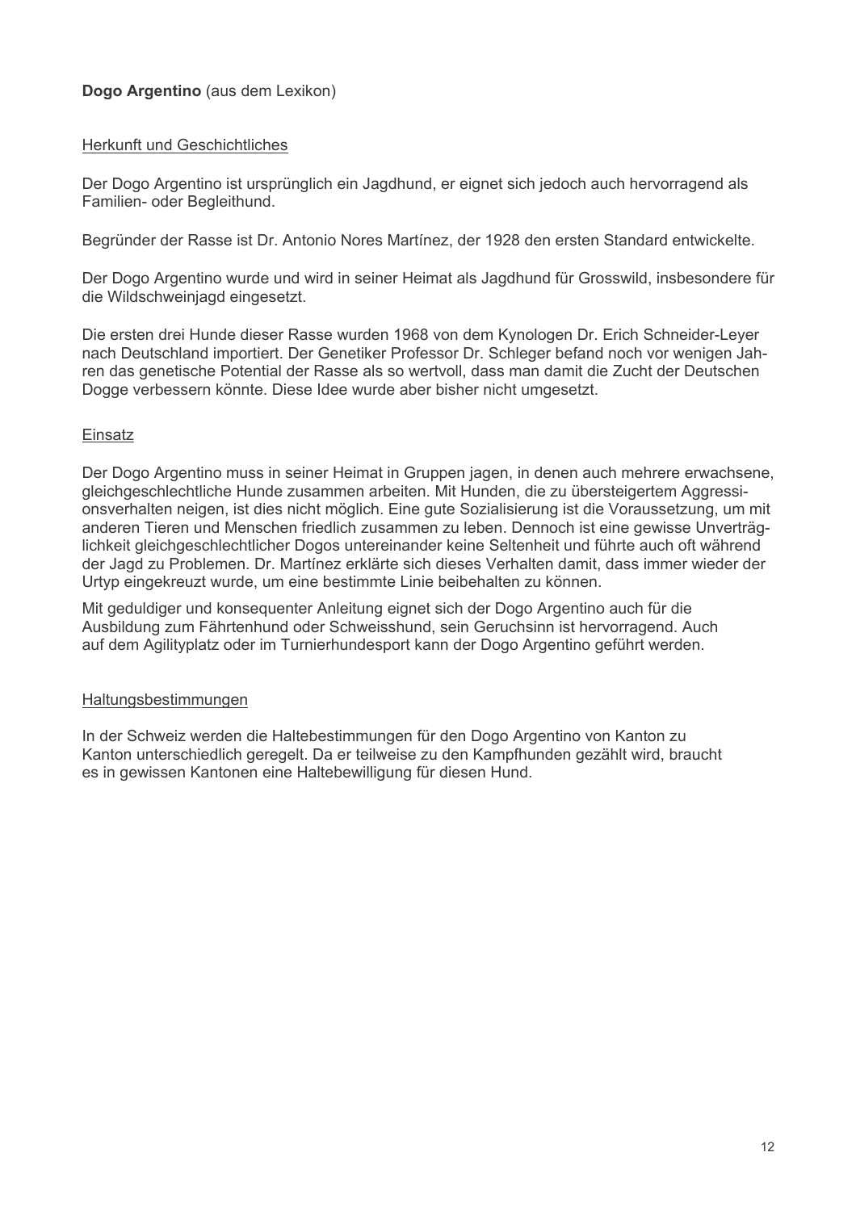**Dogo Argentino** (aus dem Lexikon)

## Herkunft und Geschichtliches

Der Dogo Argentino ist ursprünglich ein Jagdhund, er eignet sich jedoch auch hervorragend als Familien- oder Begleithund.

Begründer der Rasse ist Dr. Antonio Nores Martínez, der 1928 den ersten Standard entwickelte.

Der Dogo Argentino wurde und wird in seiner Heimat als Jagdhund für Grosswild, insbesondere für die Wildschweinjagd eingesetzt.

Die ersten drei Hunde dieser Rasse wurden 1968 von dem Kynologen Dr. Erich Schneider-Leyer nach Deutschland importiert. Der Genetiker Professor Dr. Schleger befand noch vor wenigen Jahren das genetische Potential der Rasse als so wertvoll, dass man damit die Zucht der Deutschen Dogge verbessern könnte. Diese Idee wurde aber bisher nicht umgesetzt.

## Einsatz

Der Dogo Argentino muss in seiner Heimat in Gruppen jagen, in denen auch mehrere erwachsene, gleichgeschlechtliche Hunde zusammen arbeiten. Mit Hunden, die zu übersteigertem Aggressionsverhalten neigen, ist dies nicht möglich. Eine gute Sozialisierung ist die Voraussetzung, um mit anderen Tieren und Menschen friedlich zusammen zu leben. Dennoch ist eine gewisse Unverträglichkeit gleichgeschlechtlicher Dogos untereinander keine Seltenheit und führte auch oft während der Jagd zu Problemen. Dr. Martínez erklärte sich dieses Verhalten damit, dass immer wieder der Urtyp eingekreuzt wurde, um eine bestimmte Linie beibehalten zu können.

Mit geduldiger und konsequenter Anleitung eignet sich der Dogo Argentino auch für die Ausbildung zum Fährtenhund oder Schweisshund, sein Geruchsinn ist hervorragend. Auch auf dem Agilityplatz oder im Turnierhundesport kann der Dogo Argentino geführt werden.

## Haltungsbestimmungen

In der Schweiz werden die Haltebestimmungen für den Dogo Argentino von Kanton zu Kanton unterschiedlich geregelt. Da er teilweise zu den Kampfhunden gezählt wird, braucht es in gewissen Kantonen eine Haltebewilligung für diesen Hund.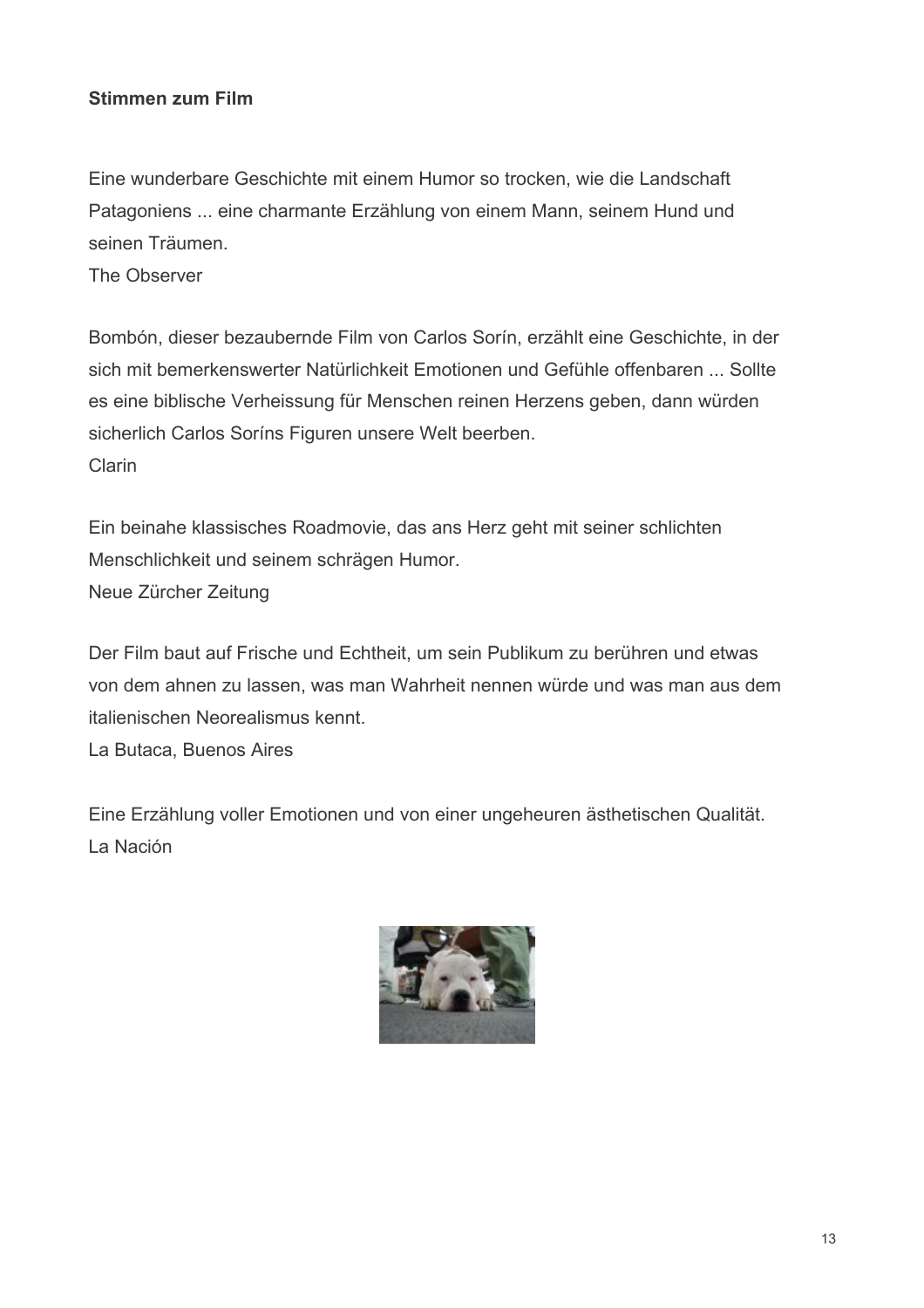**Stimmen zum Film**

Eine wunderbare Geschichte mit einem Humor so trocken, wie die Landschaft Patagoniens ... eine charmante Erzählung von einem Mann, seinem Hund und seinen Träumen.
The Observer

Bombón, dieser bezaubernde Film von Carlos Sorín, erzählt eine Geschichte, in der sich mit bemerkenswerter Natürlichkeit Emotionen und Gefühle offenbaren ... Sollte es eine biblische Verheissung für Menschen reinen Herzens geben, dann würden sicherlich Carlos Soríns Figuren unsere Welt beerben.
Clarin

Ein beinahe klassisches Roadmovie, das ans Herz geht mit seiner schlichten Menschlichkeit und seinem schrägen Humor.
Neue Zürcher Zeitung

Der Film baut auf Frische und Echtheit, um sein Publikum zu berühren und etwas von dem ahnen zu lassen, was man Wahrheit nennen würde und was man aus dem italienischen Neorealismus kennt.
La Butaca, Buenos Aires

Eine Erzählung voller Emotionen und von einer ungeheuren ästhetischen Qualität.
La Nación